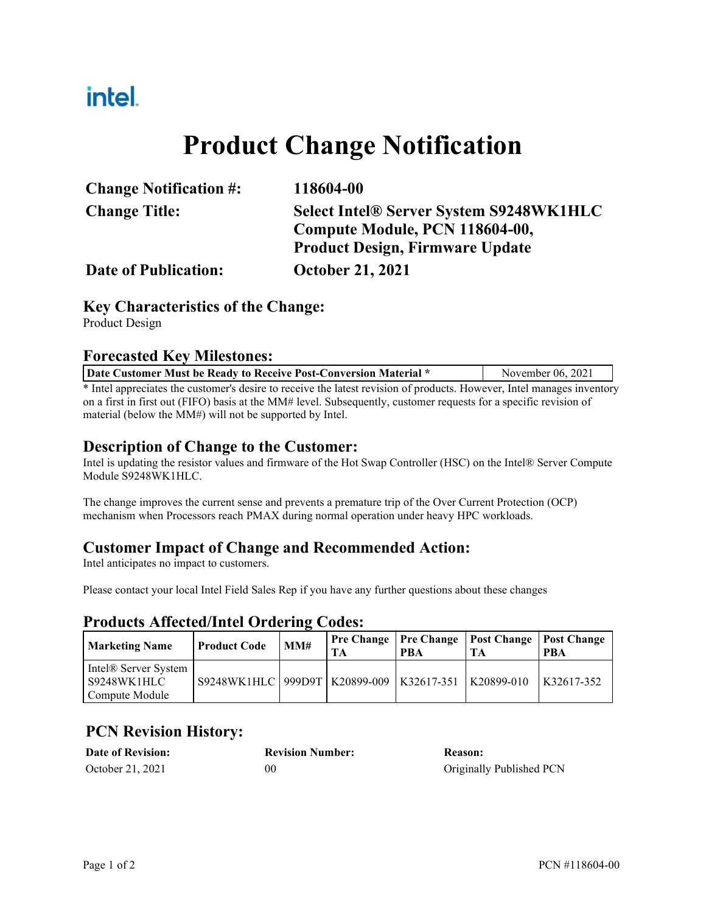intel.

# Product Change Notification

| | |
|---|---|
| **Change Notification #:** | **118604-00** |
| **Change Title:** | **Select Intel® Server System S9248WK1HLC Compute Module, PCN 118604-00, Product Design, Firmware Update** |
| **Date of Publication:** | **October 21, 2021** |

## Key Characteristics of the Change:

Product Design

## Forecasted Key Milestones:

| **Date Customer Must be Ready to Receive Post-Conversion Material *** | November 06, 2021 |
|---|---|

* Intel appreciates the customer's desire to receive the latest revision of products. However, Intel manages inventory on a first in first out (FIFO) basis at the MM# level. Subsequently, customer requests for a specific revision of material (below the MM#) will not be supported by Intel.

## Description of Change to the Customer:

Intel is updating the resistor values and firmware of the Hot Swap Controller (HSC) on the Intel® Server Compute Module S9248WK1HLC.

The change improves the current sense and prevents a premature trip of the Over Current Protection (OCP) mechanism when Processors reach PMAX during normal operation under heavy HPC workloads.

## Customer Impact of Change and Recommended Action:

Intel anticipates no impact to customers.

Please contact your local Intel Field Sales Rep if you have any further questions about these changes

## Products Affected/Intel Ordering Codes:

| Marketing Name | Product Code | MM# | Pre Change TA | Pre Change PBA | Post Change TA | Post Change PBA |
|---|---|---|---|---|---|---|
| Intel® Server System S9248WK1HLC Compute Module | S9248WK1HLC | 999D9T | K20899-009 | K32617-351 | K20899-010 | K32617-352 |

## PCN Revision History:

| Date of Revision: | Revision Number: | Reason: |
|---|---|---|
| October 21, 2021 | 00 | Originally Published PCN |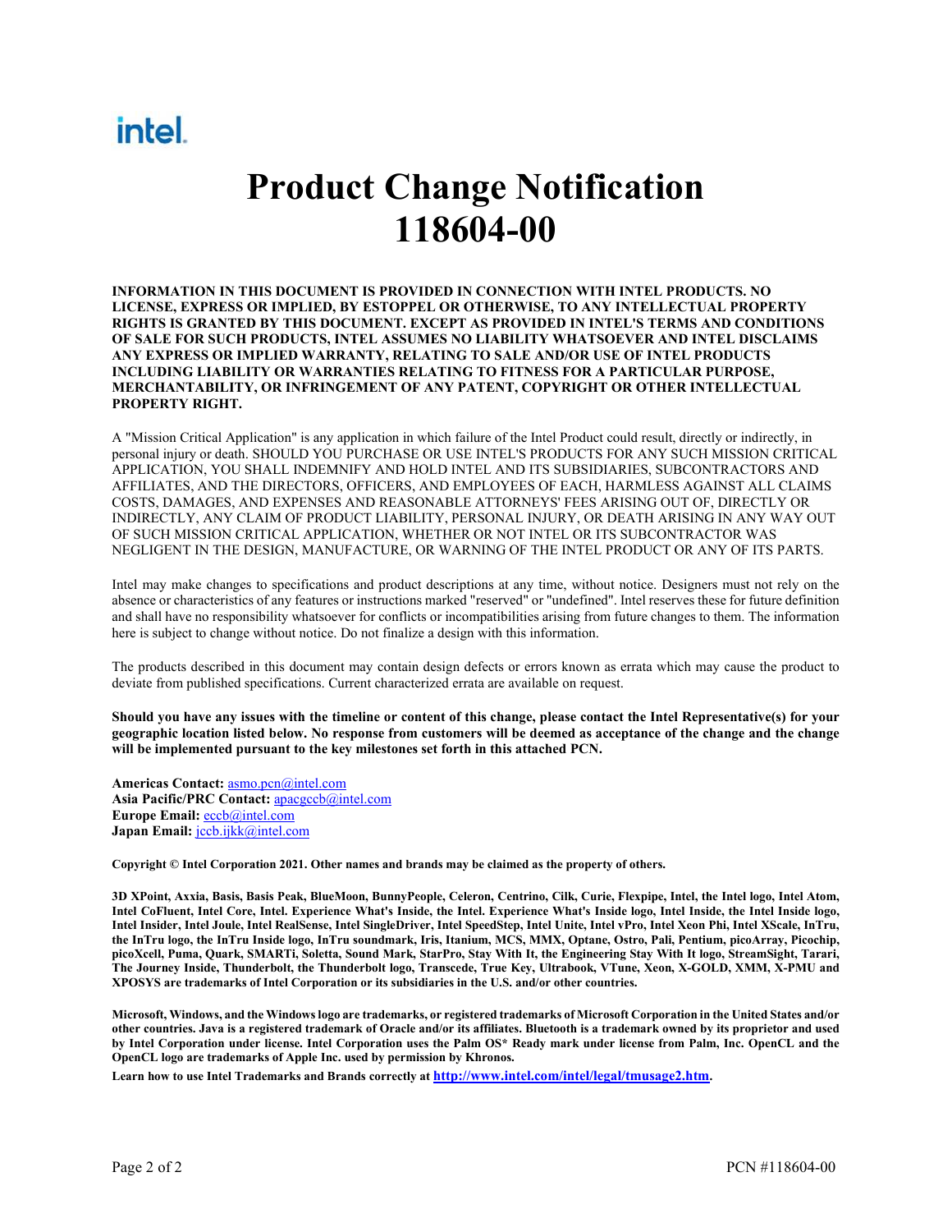intel.

# Product Change Notification 118604-00

**INFORMATION IN THIS DOCUMENT IS PROVIDED IN CONNECTION WITH INTEL PRODUCTS. NO LICENSE, EXPRESS OR IMPLIED, BY ESTOPPEL OR OTHERWISE, TO ANY INTELLECTUAL PROPERTY RIGHTS IS GRANTED BY THIS DOCUMENT. EXCEPT AS PROVIDED IN INTEL'S TERMS AND CONDITIONS OF SALE FOR SUCH PRODUCTS, INTEL ASSUMES NO LIABILITY WHATSOEVER AND INTEL DISCLAIMS ANY EXPRESS OR IMPLIED WARRANTY, RELATING TO SALE AND/OR USE OF INTEL PRODUCTS INCLUDING LIABILITY OR WARRANTIES RELATING TO FITNESS FOR A PARTICULAR PURPOSE, MERCHANTABILITY, OR INFRINGEMENT OF ANY PATENT, COPYRIGHT OR OTHER INTELLECTUAL PROPERTY RIGHT.**

A "Mission Critical Application" is any application in which failure of the Intel Product could result, directly or indirectly, in personal injury or death. SHOULD YOU PURCHASE OR USE INTEL'S PRODUCTS FOR ANY SUCH MISSION CRITICAL APPLICATION, YOU SHALL INDEMNIFY AND HOLD INTEL AND ITS SUBSIDIARIES, SUBCONTRACTORS AND AFFILIATES, AND THE DIRECTORS, OFFICERS, AND EMPLOYEES OF EACH, HARMLESS AGAINST ALL CLAIMS COSTS, DAMAGES, AND EXPENSES AND REASONABLE ATTORNEYS' FEES ARISING OUT OF, DIRECTLY OR INDIRECTLY, ANY CLAIM OF PRODUCT LIABILITY, PERSONAL INJURY, OR DEATH ARISING IN ANY WAY OUT OF SUCH MISSION CRITICAL APPLICATION, WHETHER OR NOT INTEL OR ITS SUBCONTRACTOR WAS NEGLIGENT IN THE DESIGN, MANUFACTURE, OR WARNING OF THE INTEL PRODUCT OR ANY OF ITS PARTS.

Intel may make changes to specifications and product descriptions at any time, without notice. Designers must not rely on the absence or characteristics of any features or instructions marked "reserved" or "undefined". Intel reserves these for future definition and shall have no responsibility whatsoever for conflicts or incompatibilities arising from future changes to them. The information here is subject to change without notice. Do not finalize a design with this information.

The products described in this document may contain design defects or errors known as errata which may cause the product to deviate from published specifications. Current characterized errata are available on request.

**Should you have any issues with the timeline or content of this change, please contact the Intel Representative(s) for your geographic location listed below. No response from customers will be deemed as acceptance of the change and the change will be implemented pursuant to the key milestones set forth in this attached PCN.**

**Americas Contact:** asmo.pcn@intel.com
**Asia Pacific/PRC Contact:** apacgccb@intel.com
**Europe Email:** eccb@intel.com
**Japan Email:** jccb.ijkk@intel.com

**Copyright © Intel Corporation 2021. Other names and brands may be claimed as the property of others.**

**3D XPoint, Axxia, Basis, Basis Peak, BlueMoon, BunnyPeople, Celeron, Centrino, Cilk, Curie, Flexpipe, Intel, the Intel logo, Intel Atom, Intel CoFluent, Intel Core, Intel. Experience What's Inside, the Intel. Experience What's Inside logo, Intel Inside, the Intel Inside logo, Intel Insider, Intel Joule, Intel RealSense, Intel SingleDriver, Intel SpeedStep, Intel Unite, Intel vPro, Intel Xeon Phi, Intel XScale, InTru, the InTru logo, the InTru Inside logo, InTru soundmark, Iris, Itanium, MCS, MMX, Optane, Ostro, Pali, Pentium, picoArray, Picochip, picoXcell, Puma, Quark, SMARTi, Soletta, Sound Mark, StarPro, Stay With It, the Engineering Stay With It logo, StreamSight, Tarari, The Journey Inside, Thunderbolt, the Thunderbolt logo, Transcede, True Key, Ultrabook, VTune, Xeon, X-GOLD, XMM, X-PMU and XPOSYS are trademarks of Intel Corporation or its subsidiaries in the U.S. and/or other countries.**

**Microsoft, Windows, and the Windows logo are trademarks, or registered trademarks of Microsoft Corporation in the United States and/or other countries. Java is a registered trademark of Oracle and/or its affiliates. Bluetooth is a trademark owned by its proprietor and used by Intel Corporation under license. Intel Corporation uses the Palm OS* Ready mark under license from Palm, Inc. OpenCL and the OpenCL logo are trademarks of Apple Inc. used by permission by Khronos.**

**Learn how to use Intel Trademarks and Brands correctly at http://www.intel.com/intel/legal/tmusage2.htm.**